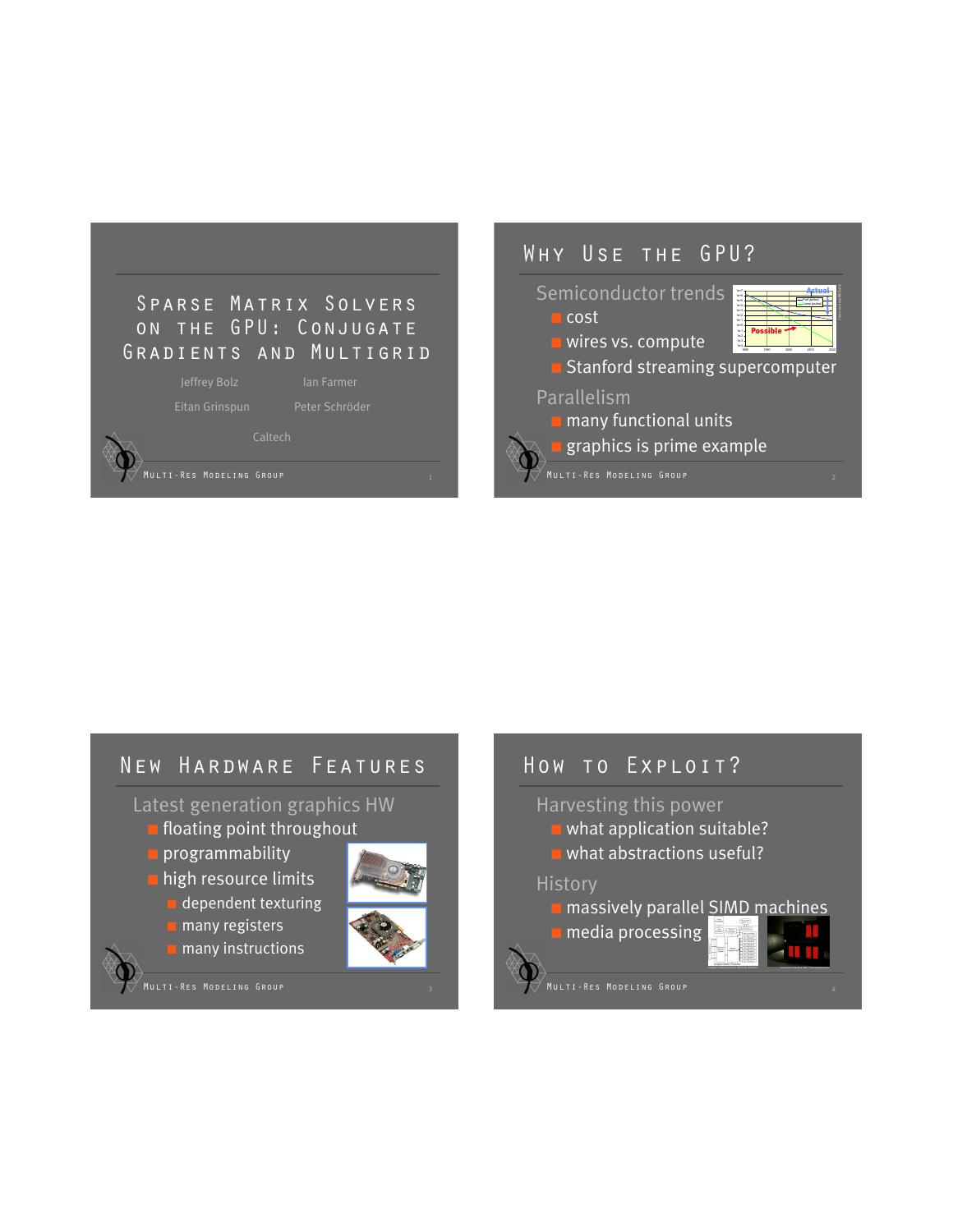# Sparse Matrix Solvers on the GPU: Conjugate Gradients and Multigrid

Jeffrey Bolz    Ian Farmer

Eitan Grinspun    Peter Schröder

Caltech

## Why Use the GPU?

Semiconductor trends

- cost
- wires vs. compute
- Stanford streaming supercomputer

Parallelism

- many functional units
- graphics is prime example

## New Hardware Features

Latest generation graphics HW

- floating point throughput
- programmability
- high resource limits
  - dependent texturing
  - many registers
  - many instructions

## How to Exploit?

Harvesting this power

- what application suitable?
- what abstractions useful?

History

- massively parallel SIMD machines
- media processing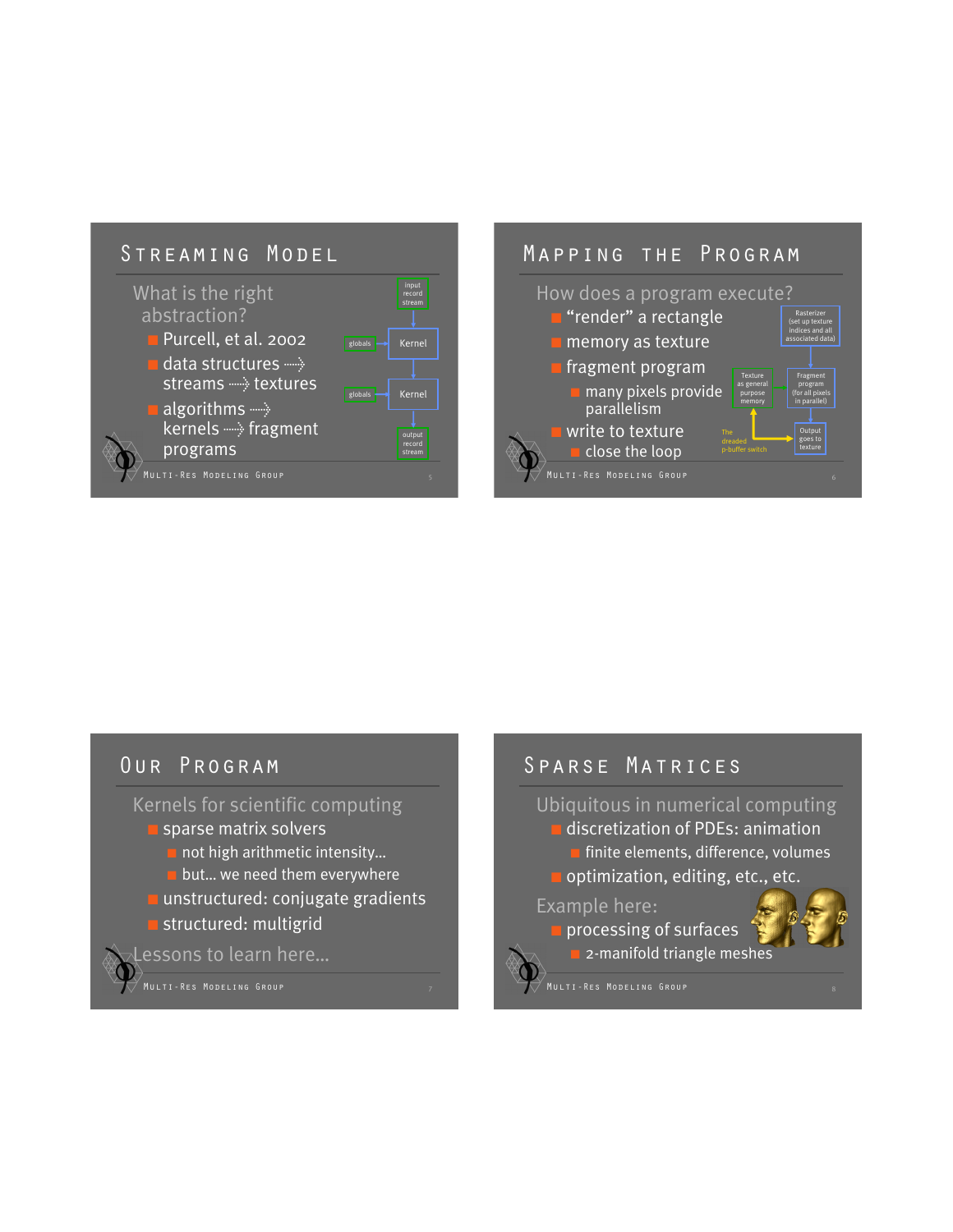## Streaming Model

What is the right abstraction?

- Purcell, et al. 2002
- data structures ⇢ streams ⇢ textures
- algorithms ⇢ kernels ⇢ fragment programs

input record stream → Kernel (globals) → Kernel (globals) → output record stream

## Mapping the Program

How does a program execute?

- "render" a rectangle
- memory as texture
- fragment program
  - many pixels provide parallelism
- write to texture
  - close the loop

Rasterizer (set up texture indices and all associated data) → Fragment program (for all pixels in parallel) → Output goes to texture

Texture as general purpose memory

The dreaded p-buffer switch

## Our Program

Kernels for scientific computing

- sparse matrix solvers
  - not high arithmetic intensity...
  - but... we need them everywhere
- unstructured: conjugate gradients
- structured: multigrid

Lessons to learn here...

## Sparse Matrices

Ubiquitous in numerical computing

- discretization of PDEs: animation
  - finite elements, difference, volumes
- optimization, editing, etc., etc.

Example here:

- processing of surfaces
  - 2-manifold triangle meshes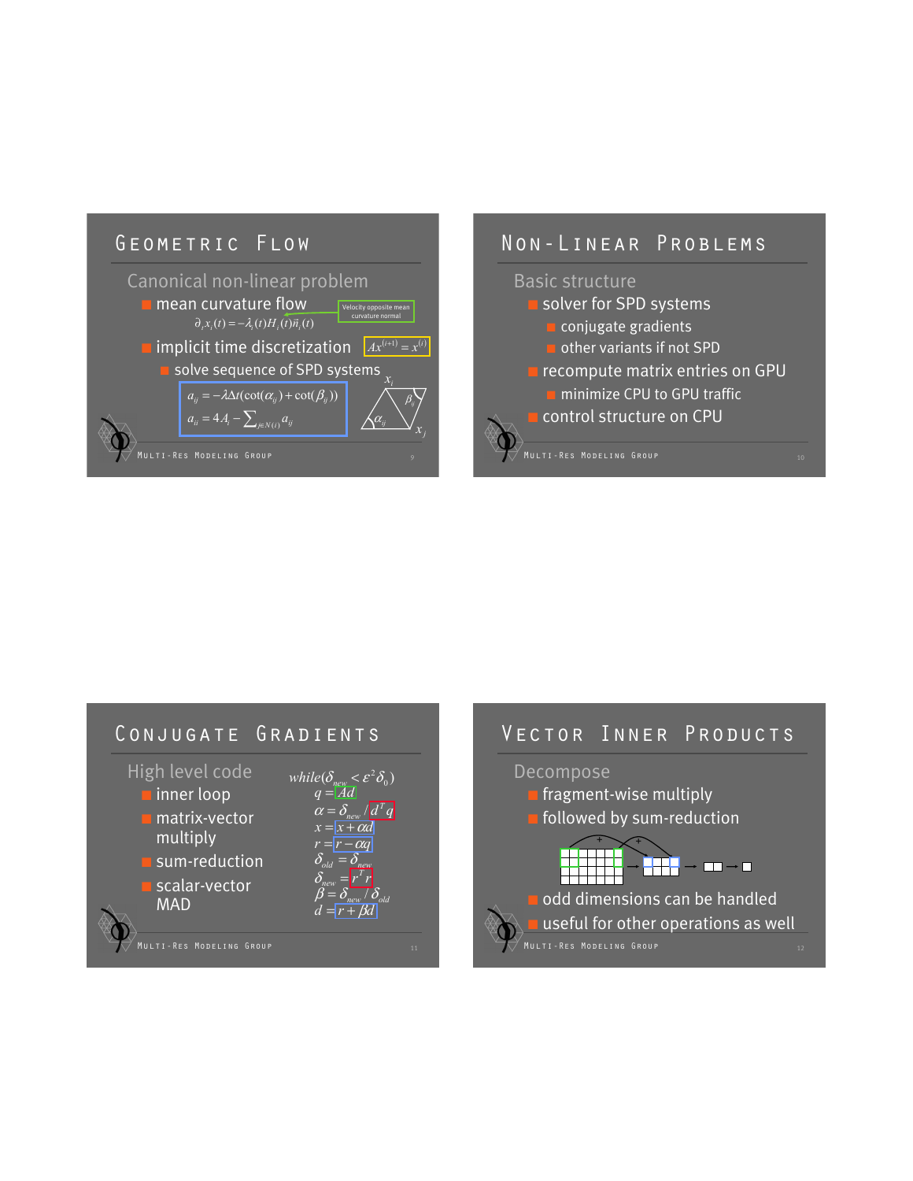## Geometric Flow

Canonical non-linear problem

- mean curvature flow
  $\partial_t x_i(t) = -\lambda_i(t) H_i(t) \vec{n}_i(t)$
  Velocity opposite mean curvature normal
- implicit time discretization $Ax^{(t+1)} = x^{(t)}$
  - solve sequence of SPD systems

$$a_{ij} = -\lambda \Delta t(\cot(\alpha_{ij}) + \cot(\beta_{ij}))$$
$$a_{ii} = 4A_i - \sum_{j \in N(i)} a_{ij}$$

## Non-Linear Problems

Basic structure

- solver for SPD systems
  - conjugate gradients
  - other variants if not SPD
- recompute matrix entries on GPU
  - minimize CPU to GPU traffic
- control structure on CPU

## Conjugate Gradients

High level code

- inner loop
- matrix-vector multiply
- sum-reduction
- scalar-vector MAD

$$
\begin{aligned}
&while(\delta_{new} < \varepsilon^2 \delta_0) \\
&\quad q = Ad \\
&\quad \alpha = \delta_{new} / d^T q \\
&\quad x = x + \alpha d \\
&\quad r = r - \alpha q \\
&\quad \delta_{old} = \delta_{new} \\
&\quad \delta_{new} = r^T r \\
&\quad \beta = \delta_{new} / \delta_{old} \\
&\quad d = r + \beta d
\end{aligned}
$$

## Vector Inner Products

Decompose

- fragment-wise multiply
- followed by sum-reduction
- odd dimensions can be handled
- useful for other operations as well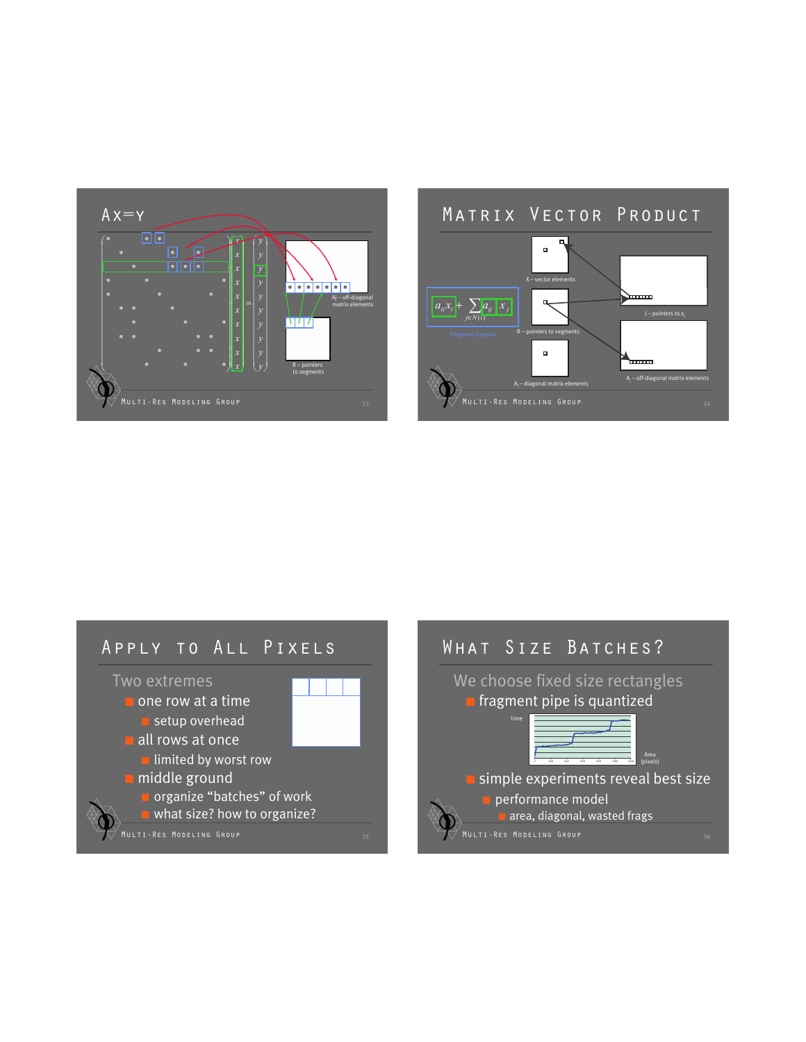## Ax=y

Aj – off-diagonal matrix elements

R – pointers to segments

## Matrix Vector Product

X – vector elements

J – pointers to $x_j$

R – pointers to segments

$$a_{ii}x_i + \sum_{j \in N(i)} a_{ij}\, x_j$$

Fragment program

$A_i$ – diagonal matrix elements

$A_j$ – off-diagonal matrix elements

## Apply to All Pixels

Two extremes

- one row at a time
  - setup overhead
- all rows at once
  - limited by worst row
- middle ground
  - organize "batches" of work
  - what size? how to organize?

## What Size Batches?

We choose fixed size rectangles

- fragment pipe is quantized

time

Area (pixels)

- simple experiments reveal best size
  - performance model
    - area, diagonal, wasted frags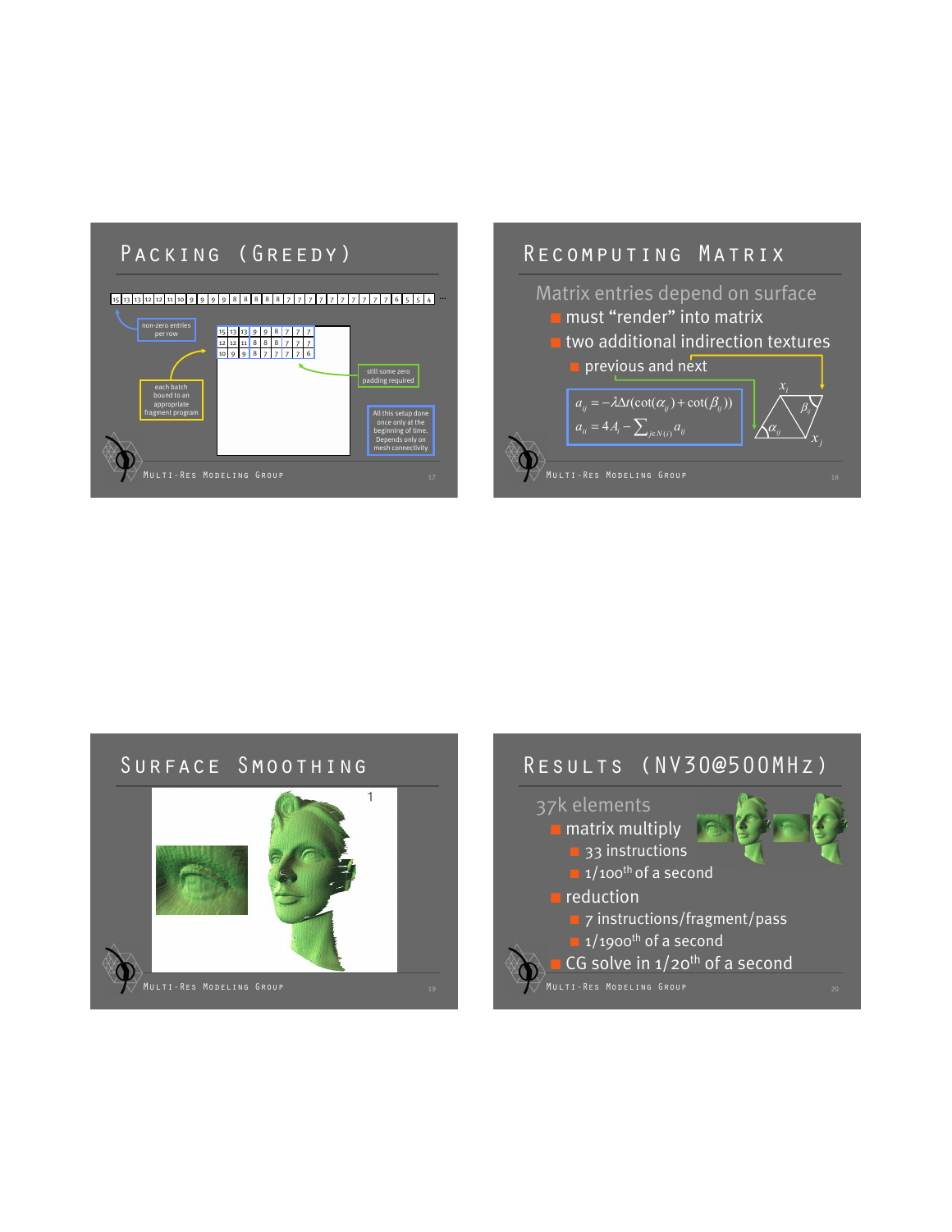## Packing (Greedy)

15 13 13 12 12 11 10 9 9 9 9 8 8 8 8 8 7 7 7 7 7 7 7 7 7 7 7 6 5 5 4 ...

non-zero entries per row

each batch bound to an appropriate fragment program

still some zero padding required

All this setup done once only at the beginning of time. Depends only on mesh connectivity

## Recomputing Matrix

Matrix entries depend on surface

- must "render" into matrix
- two additional indirection textures
  - previous and next

$$a_{ij} = -\lambda \Delta t(\cot(\alpha_{ij}) + \cot(\beta_{ij}))$$

$$a_{ii} = 4A_i - \sum_{j \in N(i)} a_{ij}$$

## Surface Smoothing

## Results (NV30@500MHz)

37k elements

- matrix multiply
  - 33 instructions
  - 1/100th of a second
- reduction
  - 7 instructions/fragment/pass
  - 1/1900th of a second
- CG solve in 1/20th of a second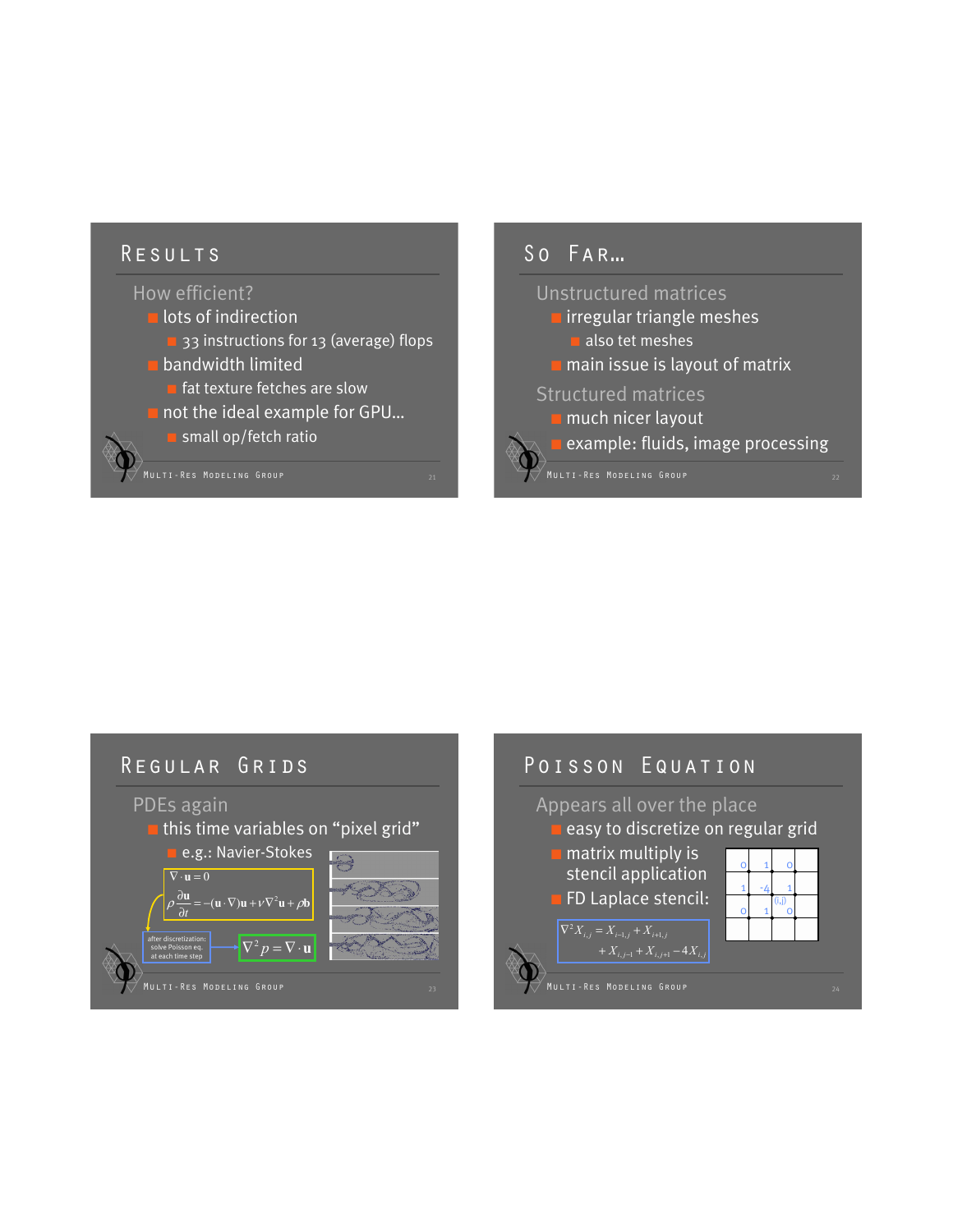## Results

How efficient?

- lots of indirection
  - 33 instructions for 13 (average) flops
- bandwidth limited
  - fat texture fetches are slow
- not the ideal example for GPU...
  - small op/fetch ratio

## So Far...

Unstructured matrices

- irregular triangle meshes
  - also tet meshes
- main issue is layout of matrix

Structured matrices

- much nicer layout
- example: fluids, image processing

## Regular Grids

PDEs again

- this time variables on "pixel grid"
  - e.g.: Navier-Stokes

$$\nabla \cdot \mathbf{u} = 0$$

$$\rho \frac{\partial \mathbf{u}}{\partial t} = -(\mathbf{u} \cdot \nabla)\mathbf{u} + \nu \nabla^2 \mathbf{u} + \rho \mathbf{b}$$

after discretization: solve Poisson eq. at each time step

$$\nabla^2 p = \nabla \cdot \mathbf{u}$$

## Poisson Equation

Appears all over the place

- easy to discretize on regular grid
- matrix multiply is stencil application
- FD Laplace stencil:

$$\nabla^2 X_{i,j} = X_{i-1,j} + X_{i+1,j} + X_{i,j-1} + X_{i,j+1} - 4X_{i,j}$$

| 0 | 1 | 0 |
|---|---|---|
| 1 | -4 (i,j) | 1 |
| 0 | 1 | 0 |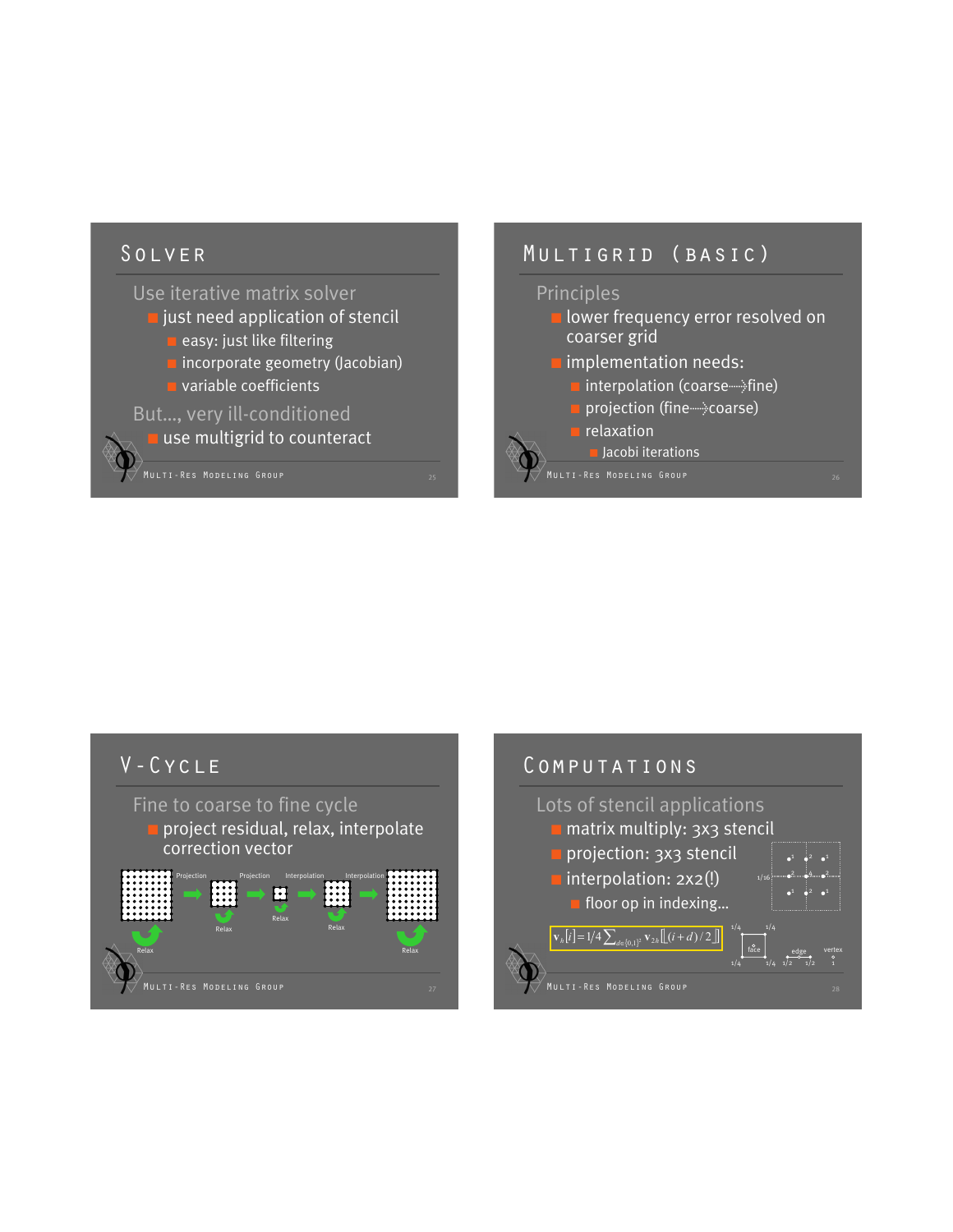## Solver

Use iterative matrix solver

- just need application of stencil
  - easy: just like filtering
  - incorporate geometry (Jacobian)
  - variable coefficients

But..., very ill-conditioned

- use multigrid to counteract

## Multigrid (basic)

Principles

- lower frequency error resolved on coarser grid
- implementation needs:
  - interpolation (coarse→fine)
  - projection (fine→coarse)
  - relaxation
    - Jacobi iterations

## V-Cycle

Fine to coarse to fine cycle

- project residual, relax, interpolate correction vector

Projection → Projection → Interpolation → Interpolation

Relax, Relax, Relax, Relax, Relax

## Computations

Lots of stencil applications

- matrix multiply: 3x3 stencil
- projection: 3x3 stencil
- interpolation: 2x2(!)
  - floor op in indexing...

$$\mathbf{v}_h[i] = 1/4 \sum_{d\in[0,1]^2} \mathbf{v}_{2h}[\lfloor (i+d)/2 \rfloor]$$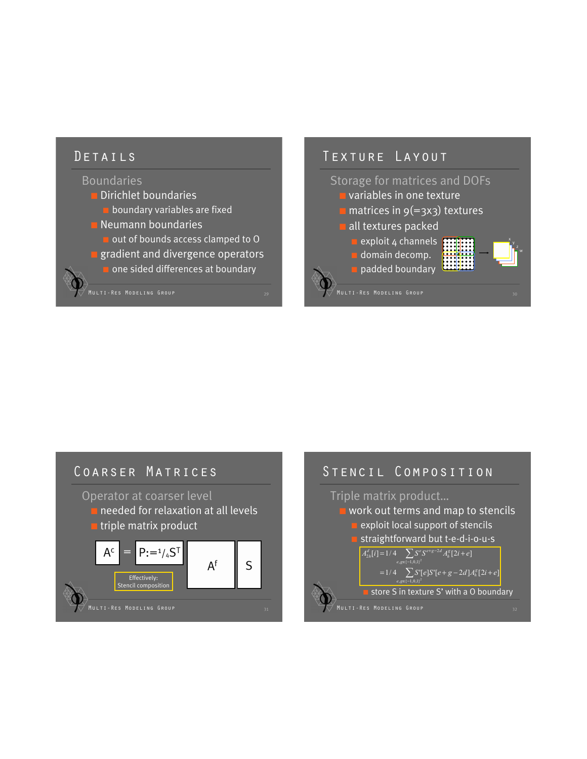## Details

### Boundaries

- Dirichlet boundaries
  - boundary variables are fixed
- Neumann boundaries
  - out of bounds access clamped to 0
- gradient and divergence operators
  - one sided differences at boundary

## Texture Layout

### Storage for matrices and DOFs

- variables in one texture
- matrices in 9(=3x3) textures
- all textures packed
  - exploit 4 channels
  - domain decomp.
  - padded boundary

## Coarser Matrices

### Operator at coarser level

- needed for relaxation at all levels
- triple matrix product

$A^c$ = $P := {}^1/_4 S^T$ $A^f$ $S$

Effectively: Stencil composition

## Stencil Composition

### Triple matrix product...

- work out terms and map to stencils
  - exploit local support of stencils
  - straightforward but t-e-d-i-o-u-s

$$A_{2h}^d[i] = 1/4 \sum_{e,g \in \{-1,0,1\}^2} S^e S^{e+g-2d} A_h^g[2i+e]$$

$$= 1/4 \sum_{e,g \in \{-1,0,1\}^2} S'[e] S'[e+g-2d] A_h^g[2i+e]$$

- store S in texture S' with a 0 boundary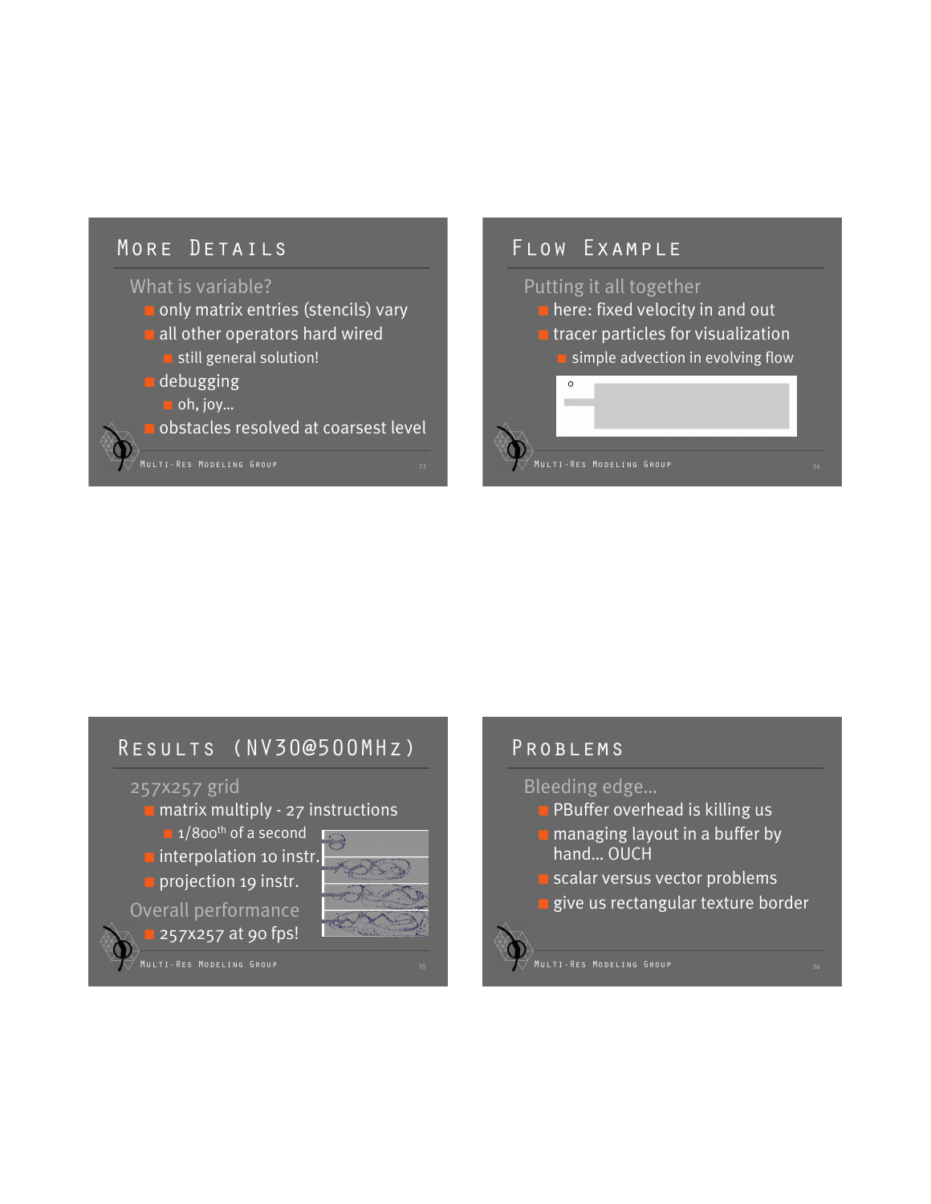## More Details

What is variable?

- only matrix entries (stencils) vary
- all other operators hard wired
  - still general solution!
- debugging
  - oh, joy...
- obstacles resolved at coarsest level

## Flow Example

Putting it all together

- here: fixed velocity in and out
- tracer particles for visualization
  - simple advection in evolving flow

## Results (NV30@500MHz)

257x257 grid

- matrix multiply - 27 instructions
  - 1/800th of a second
- interpolation 10 instr.
- projection 19 instr.

Overall performance

- 257x257 at 90 fps!

## Problems

Bleeding edge...

- PBuffer overhead is killing us
- managing layout in a buffer by hand... OUCH
- scalar versus vector problems
- give us rectangular texture border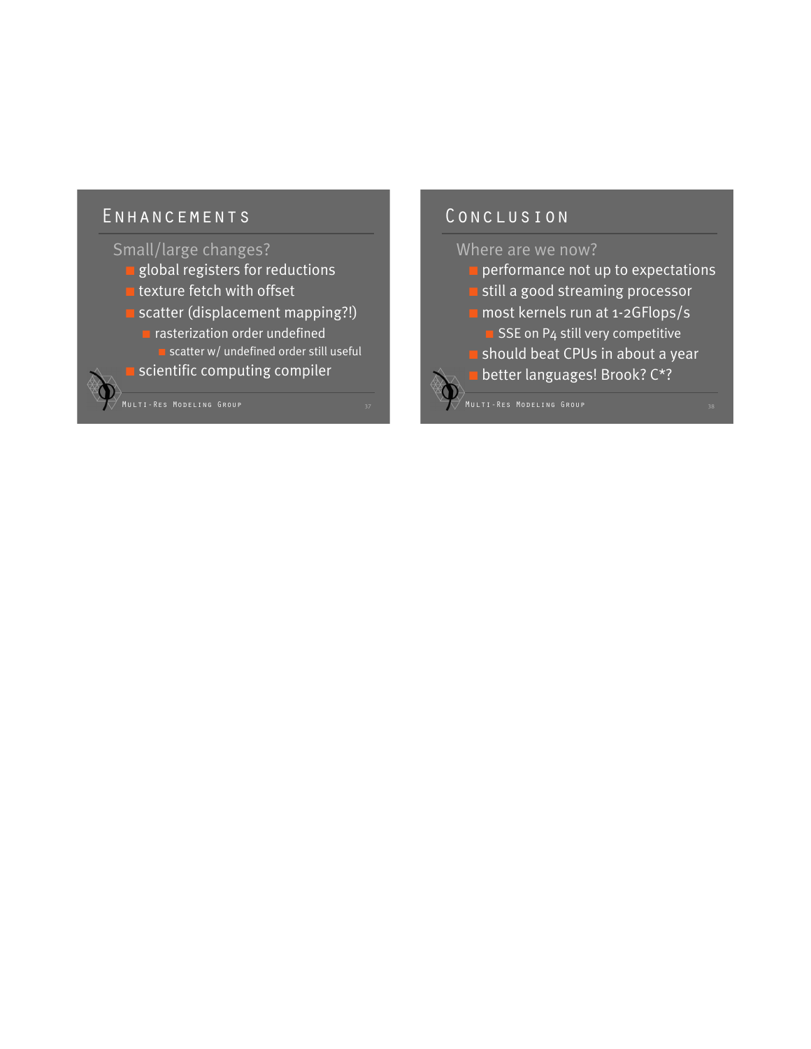## Enhancements

Small/large changes?

- global registers for reductions
- texture fetch with offset
- scatter (displacement mapping?!)
  - rasterization order undefined
    - scatter w/ undefined order still useful
- scientific computing compiler

## Conclusion

Where are we now?

- performance not up to expectations
- still a good streaming processor
- most kernels run at 1-2GFlops/s
  - SSE on P4 still very competitive
- should beat CPUs in about a year
- better languages! Brook? C*?